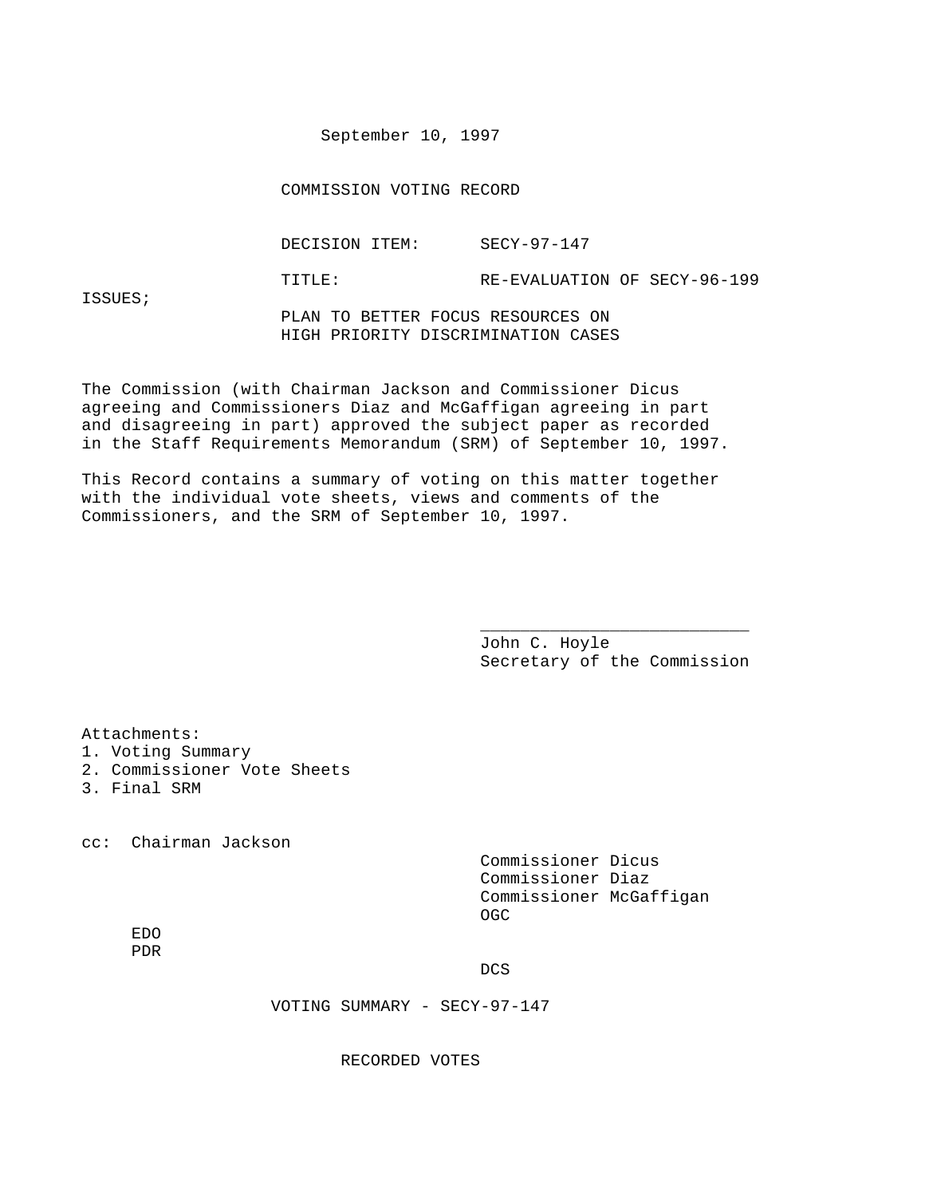September 10, 1997

COMMISSION VOTING RECORD

DECISION ITEM: SECY-97-147

TITLE: RE-EVALUATION OF SECY-96-199 ISSUES; PLAN TO BETTER FOCUS RESOURCES ON HIGH PRIORITY DISCRIMINATION CASES

The Commission (with Chairman Jackson and Commissioner Dicus agreeing and Commissioners Diaz and McGaffigan agreeing in part and disagreeing in part) approved the subject paper as recorded in the Staff Requirements Memorandum (SRM) of September 10, 1997.

This Record contains a summary of voting on this matter together with the individual vote sheets, views and comments of the Commissioners, and the SRM of September 10, 1997.

\_\_\_\_\_\_\_\_\_\_\_\_\_\_\_\_\_\_\_\_\_\_\_\_\_\_\_
John C. Hoyle
Secretary of the Commission

Attachments:
1. Voting Summary
2. Commissioner Vote Sheets
3. Final SRM

cc: Chairman Jackson
Commissioner Dicus
Commissioner Diaz
Commissioner McGaffigan
OGC
EDO
PDR
DCS

VOTING SUMMARY - SECY-97-147

RECORDED VOTES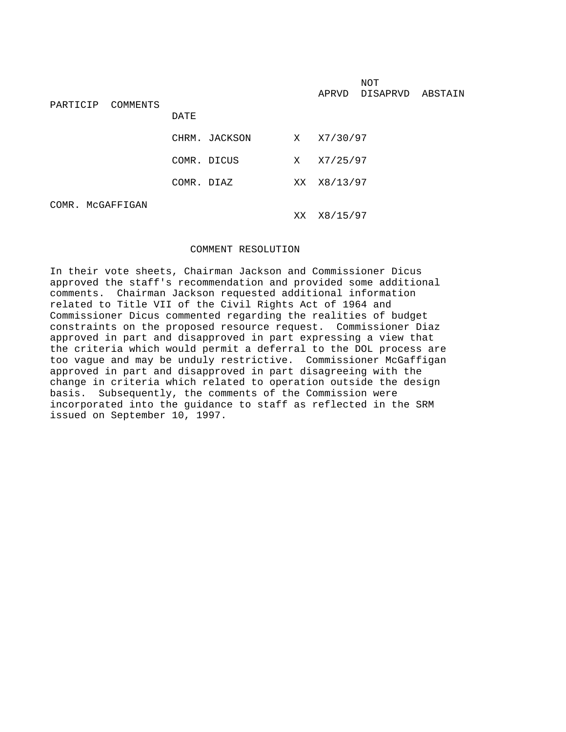| | | APRVD | NOT DISAPRVD | ABSTAIN | PARTICIP | COMMENTS | DATE |
|---|---|---|---|---|---|---|---|
| CHRM. JACKSON | X | | | | X | | 7/30/97 |
| COMR. DICUS | X | | | | X | | 7/25/97 |
| COMR. DIAZ | X | X | | | X | | 8/13/97 |
| COMR. McGAFFIGAN | X | X | | | X | | 8/15/97 |

COMMENT RESOLUTION

In their vote sheets, Chairman Jackson and Commissioner Dicus approved the staff's recommendation and provided some additional comments. Chairman Jackson requested additional information related to Title VII of the Civil Rights Act of 1964 and Commissioner Dicus commented regarding the realities of budget constraints on the proposed resource request. Commissioner Diaz approved in part and disapproved in part expressing a view that the criteria which would permit a deferral to the DOL process are too vague and may be unduly restrictive. Commissioner McGaffigan approved in part and disapproved in part disagreeing with the change in criteria which related to operation outside the design basis. Subsequently, the comments of the Commission were incorporated into the guidance to staff as reflected in the SRM issued on September 10, 1997.